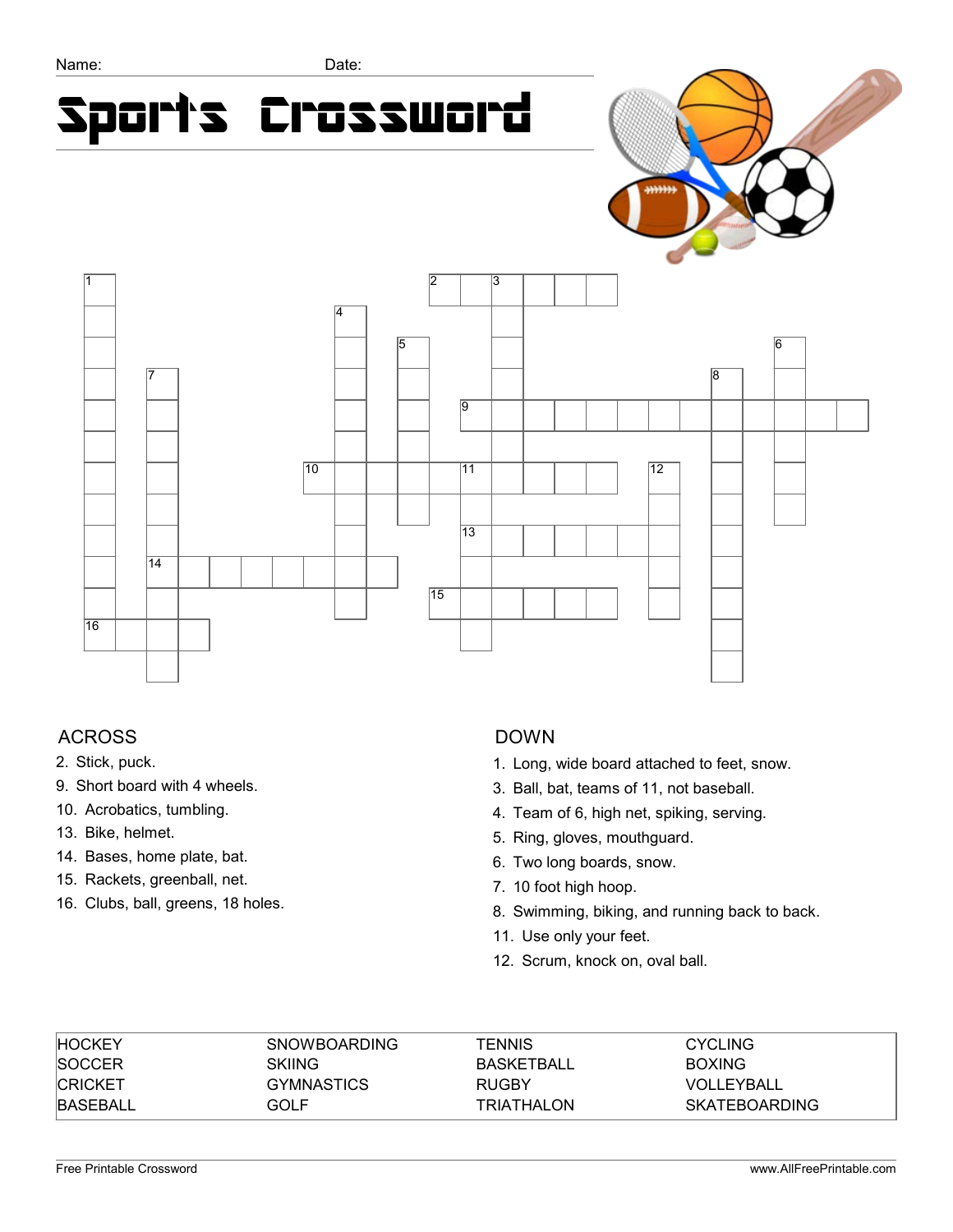Name: Date:

# Sports Crossword

## ACROSS

2. Stick, puck.
9. Short board with 4 wheels.
10. Acrobatics, tumbling.
13. Bike, helmet.
14. Bases, home plate, bat.
15. Rackets, greenball, net.
16. Clubs, ball, greens, 18 holes.

## DOWN

1. Long, wide board attached to feet, snow.
3. Ball, bat, teams of 11, not baseball.
4. Team of 6, high net, spiking, serving.
5. Ring, gloves, mouthguard.
6. Two long boards, snow.
7. 10 foot high hoop.
8. Swimming, biking, and running back to back.
11. Use only your feet.
12. Scrum, knock on, oval ball.

| | | | |
|---|---|---|---|
| HOCKEY | SNOWBOARDING | TENNIS | CYCLING |
| SOCCER | SKIING | BASKETBALL | BOXING |
| CRICKET | GYMNASTICS | RUGBY | VOLLEYBALL |
| BASEBALL | GOLF | TRIATHALON | SKATEBOARDING |

Free Printable Crossword www.AllFreePrintable.com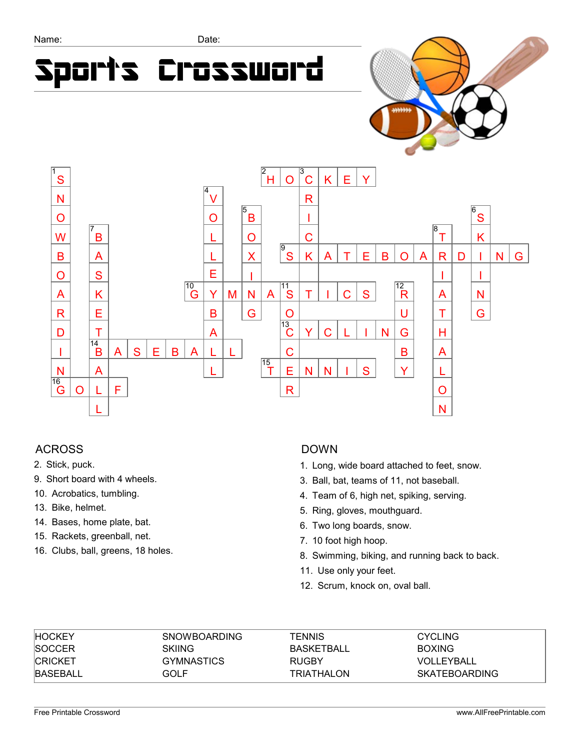Name: Date:

# Sports Crossword

## ACROSS

2. Stick, puck.
9. Short board with 4 wheels.
10. Acrobatics, tumbling.
13. Bike, helmet.
14. Bases, home plate, bat.
15. Rackets, greenball, net.
16. Clubs, ball, greens, 18 holes.

## DOWN

1. Long, wide board attached to feet, snow.
3. Ball, bat, teams of 11, not baseball.
4. Team of 6, high net, spiking, serving.
5. Ring, gloves, mouthguard.
6. Two long boards, snow.
7. 10 foot high hoop.
8. Swimming, biking, and running back to back.
11. Use only your feet.
12. Scrum, knock on, oval ball.

| | | | |
|---|---|---|---|
| HOCKEY | SNOWBOARDING | TENNIS | CYCLING |
| SOCCER | SKIING | BASKETBALL | BOXING |
| CRICKET | GYMNASTICS | RUGBY | VOLLEYBALL |
| BASEBALL | GOLF | TRIATHALON | SKATEBOARDING |

Free Printable Crossword www.AllFreePrintable.com